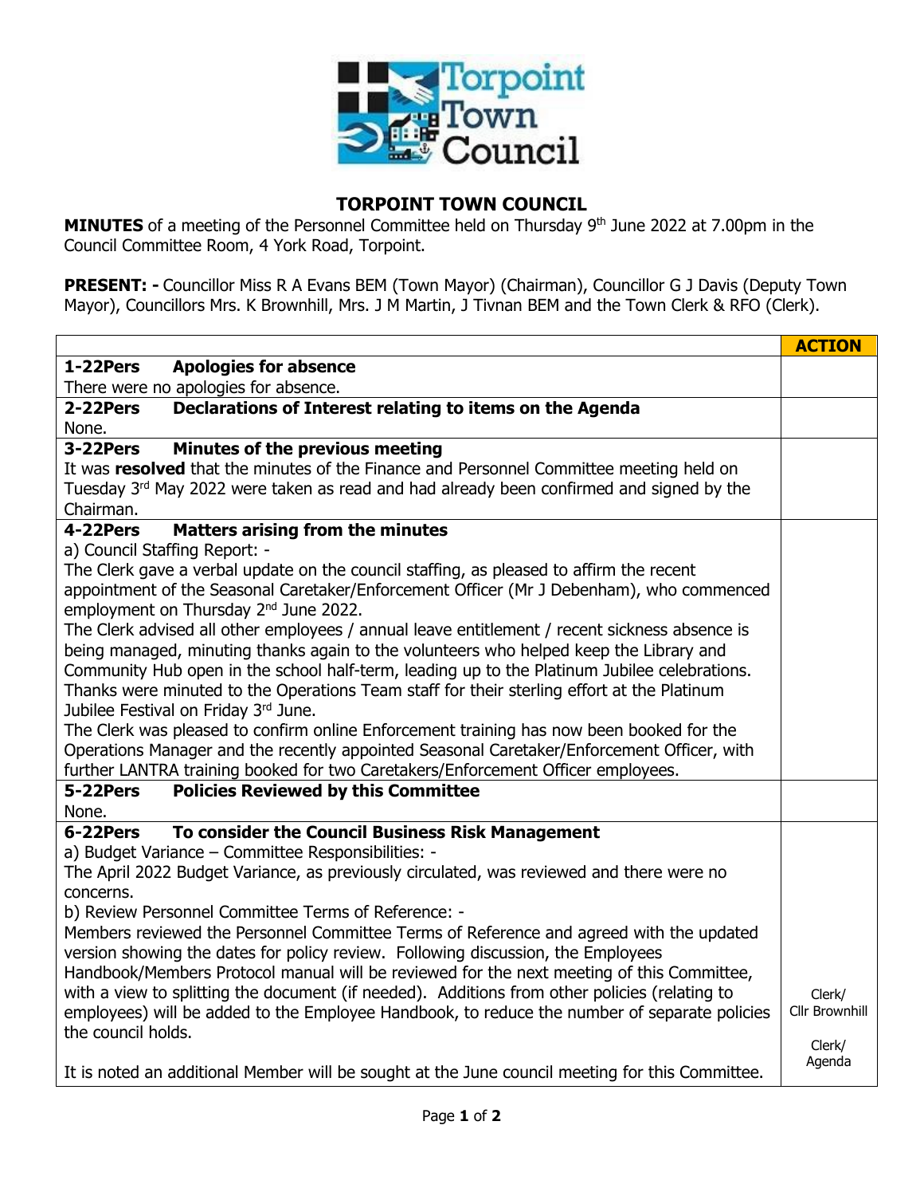# TORPOINT TOWN COUNCIL

**MINUTES** of a meeting of the Personnel Committee held on Thursday 9th June 2022 at 7.00pm in the Council Committee Room, 4 York Road, Torpoint.

**PRESENT: -** Councillor Miss R A Evans BEM (Town Mayor) (Chairman), Councillor G J Davis (Deputy Town Mayor), Councillors Mrs. K Brownhill, Mrs. J M Martin, J Tivnan BEM and the Town Clerk & RFO (Clerk).

| | **ACTION** |
|---|---|
| **1-22Pers Apologies for absence**<br>There were no apologies for absence. | |
| **2-22Pers Declarations of Interest relating to items on the Agenda**<br>None. | |
| **3-22Pers Minutes of the previous meeting**<br>It was **resolved** that the minutes of the Finance and Personnel Committee meeting held on Tuesday 3rd May 2022 were taken as read and had already been confirmed and signed by the Chairman. | |
| **4-22Pers Matters arising from the minutes**<br>a) Council Staffing Report: -<br>The Clerk gave a verbal update on the council staffing, as pleased to affirm the recent appointment of the Seasonal Caretaker/Enforcement Officer (Mr J Debenham), who commenced employment on Thursday 2nd June 2022.<br>The Clerk advised all other employees / annual leave entitlement / recent sickness absence is being managed, minuting thanks again to the volunteers who helped keep the Library and Community Hub open in the school half-term, leading up to the Platinum Jubilee celebrations.<br>Thanks were minuted to the Operations Team staff for their sterling effort at the Platinum Jubilee Festival on Friday 3rd June.<br>The Clerk was pleased to confirm online Enforcement training has now been booked for the Operations Manager and the recently appointed Seasonal Caretaker/Enforcement Officer, with further LANTRA training booked for two Caretakers/Enforcement Officer employees. | |
| **5-22Pers Policies Reviewed by this Committee**<br>None. | |
| **6-22Pers To consider the Council Business Risk Management**<br>a) Budget Variance – Committee Responsibilities: -<br>The April 2022 Budget Variance, as previously circulated, was reviewed and there were no concerns.<br>b) Review Personnel Committee Terms of Reference: -<br>Members reviewed the Personnel Committee Terms of Reference and agreed with the updated version showing the dates for policy review. Following discussion, the Employees Handbook/Members Protocol manual will be reviewed for the next meeting of this Committee, with a view to splitting the document (if needed). Additions from other policies (relating to employees) will be added to the Employee Handbook, to reduce the number of separate policies the council holds.<br><br>It is noted an additional Member will be sought at the June council meeting for this Committee. | Clerk/<br>Cllr Brownhill<br><br>Clerk/<br>Agenda |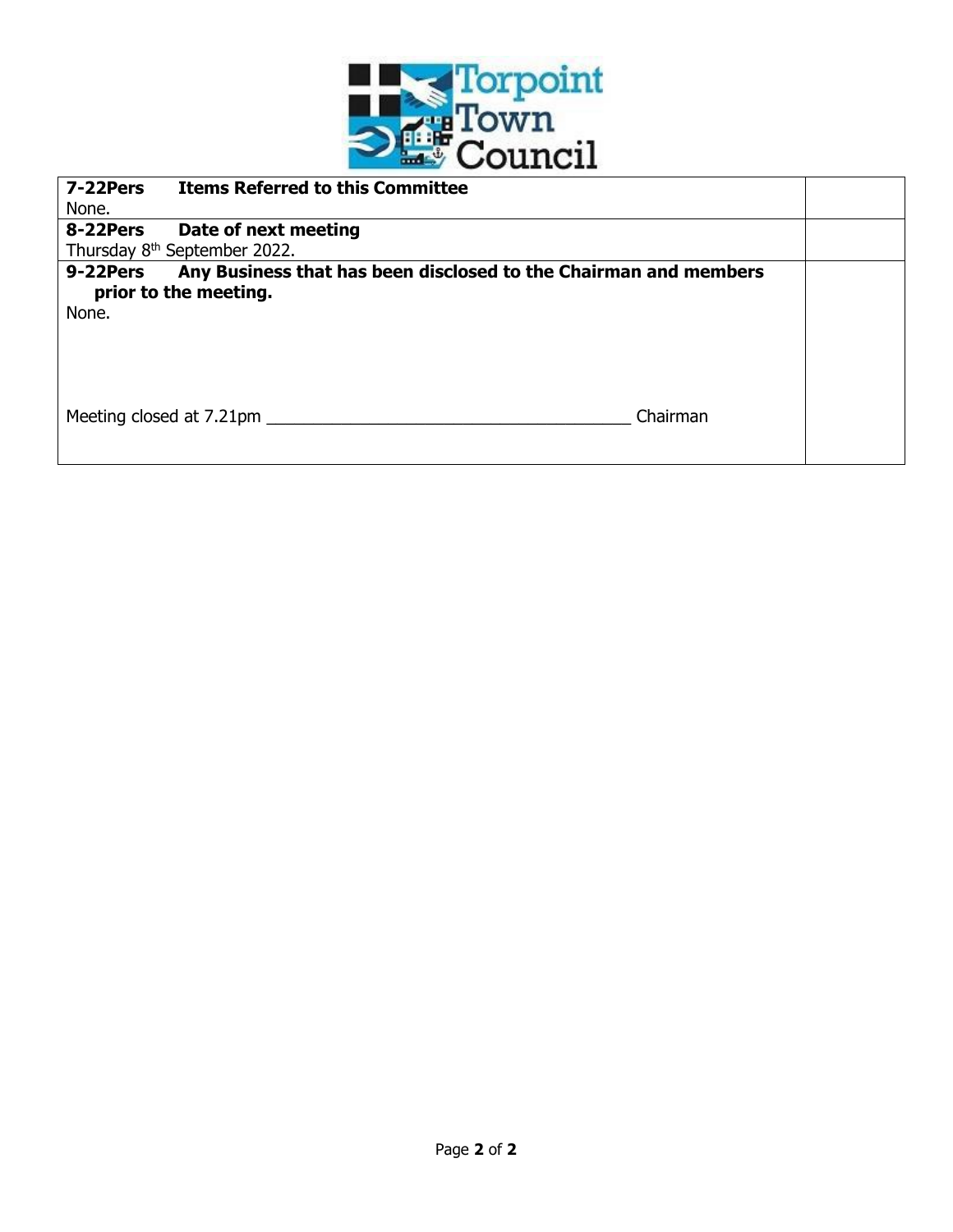**Torpoint Town Council**

| | |
|---|---|
| **7-22Pers Items Referred to this Committee**<br>None. | |
| **8-22Pers Date of next meeting**<br>Thursday 8th September 2022. | |
| **9-22Pers Any Business that has been disclosed to the Chairman and members prior to the meeting.**<br>None.<br><br>Meeting closed at 7.21pm _______________________________________ Chairman | |